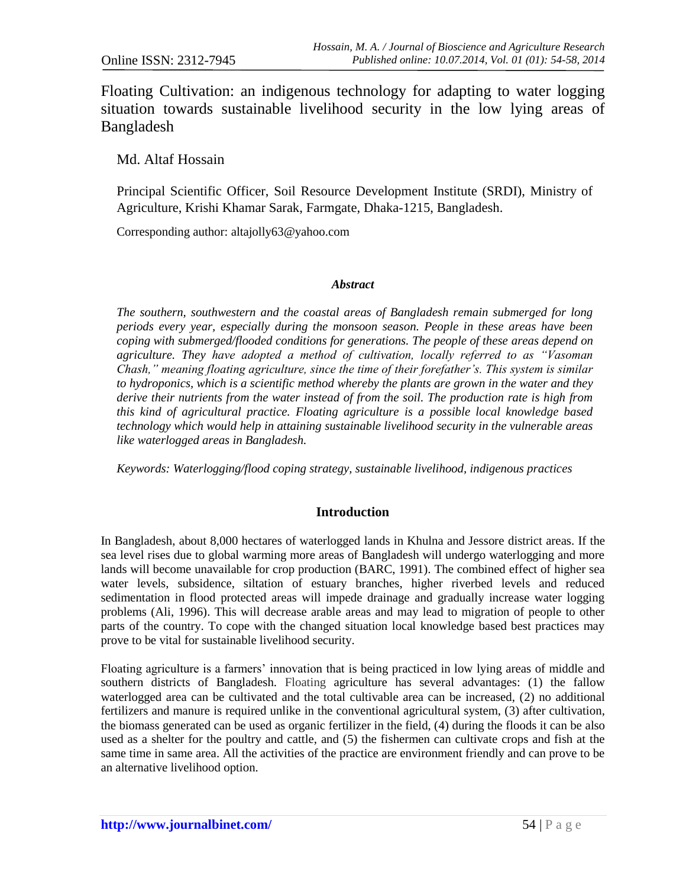Online ISSN: 2312-7945

# Floating Cultivation: an indigenous technology for adapting to water logging situation towards sustainable livelihood security in the low lying areas of Bangladesh

Md. Altaf Hossain

Principal Scientific Officer, Soil Resource Development Institute (SRDI), Ministry of Agriculture, Krishi Khamar Sarak, Farmgate, Dhaka-1215, Bangladesh.

Corresponding author: altajolly63@yahoo.com

### *Abstract*

*The southern, southwestern and the coastal areas of Bangladesh remain submerged for long periods every year, especially during the monsoon season. People in these areas have been coping with submerged/flooded conditions for generations. The people of these areas depend on agriculture. They have adopted a method of cultivation, locally referred to as "Vasoman Chash," meaning floating agriculture, since the time of their forefather's. This system is similar to hydroponics, which is a scientific method whereby the plants are grown in the water and they derive their nutrients from the water instead of from the soil. The production rate is high from this kind of agricultural practice. Floating agriculture is a possible local knowledge based technology which would help in attaining sustainable livelihood security in the vulnerable areas like waterlogged areas in Bangladesh.*

*Keywords: Waterlogging/flood coping strategy, sustainable livelihood, indigenous practices*

## Introduction

In Bangladesh, about 8,000 hectares of waterlogged lands in Khulna and Jessore district areas. If the sea level rises due to global warming more areas of Bangladesh will undergo waterlogging and more lands will become unavailable for crop production (BARC, 1991). The combined effect of higher sea water levels, subsidence, siltation of estuary branches, higher riverbed levels and reduced sedimentation in flood protected areas will impede drainage and gradually increase water logging problems (Ali, 1996). This will decrease arable areas and may lead to migration of people to other parts of the country. To cope with the changed situation local knowledge based best practices may prove to be vital for sustainable livelihood security.

Floating agriculture is a farmers' innovation that is being practiced in low lying areas of middle and southern districts of Bangladesh. Floating agriculture has several advantages: (1) the fallow waterlogged area can be cultivated and the total cultivable area can be increased, (2) no additional fertilizers and manure is required unlike in the conventional agricultural system, (3) after cultivation, the biomass generated can be used as organic fertilizer in the field, (4) during the floods it can be also used as a shelter for the poultry and cattle, and (5) the fishermen can cultivate crops and fish at the same time in same area. All the activities of the practice are environment friendly and can prove to be an alternative livelihood option.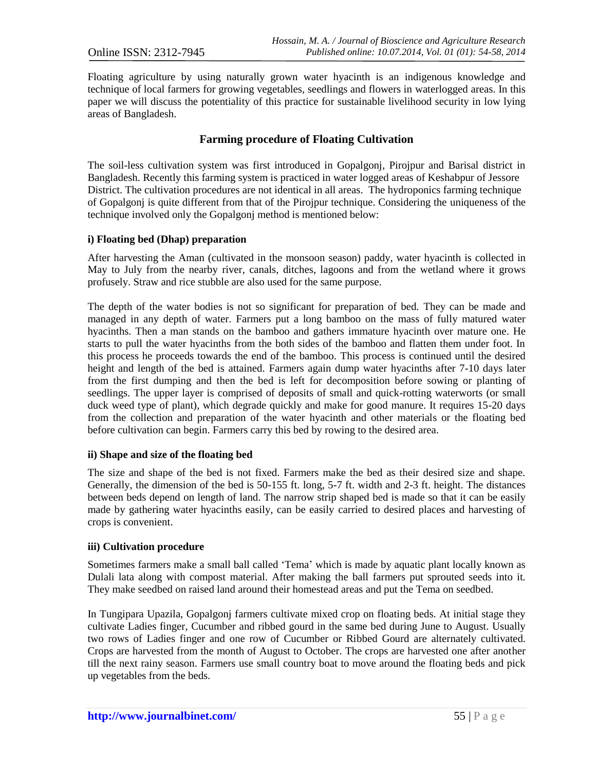Floating agriculture by using naturally grown water hyacinth is an indigenous knowledge and technique of local farmers for growing vegetables, seedlings and flowers in waterlogged areas. In this paper we will discuss the potentiality of this practice for sustainable livelihood security in low lying areas of Bangladesh.

## Farming procedure of Floating Cultivation

The soil-less cultivation system was first introduced in Gopalgonj, Pirojpur and Barisal district in Bangladesh. Recently this farming system is practiced in water logged areas of Keshabpur of Jessore District. The cultivation procedures are not identical in all areas. The hydroponics farming technique of Gopalgonj is quite different from that of the Pirojpur technique. Considering the uniqueness of the technique involved only the Gopalgonj method is mentioned below:

### i) Floating bed (Dhap) preparation

After harvesting the Aman (cultivated in the monsoon season) paddy, water hyacinth is collected in May to July from the nearby river, canals, ditches, lagoons and from the wetland where it grows profusely. Straw and rice stubble are also used for the same purpose.

The depth of the water bodies is not so significant for preparation of bed. They can be made and managed in any depth of water. Farmers put a long bamboo on the mass of fully matured water hyacinths. Then a man stands on the bamboo and gathers immature hyacinth over mature one. He starts to pull the water hyacinths from the both sides of the bamboo and flatten them under foot. In this process he proceeds towards the end of the bamboo. This process is continued until the desired height and length of the bed is attained. Farmers again dump water hyacinths after 7-10 days later from the first dumping and then the bed is left for decomposition before sowing or planting of seedlings. The upper layer is comprised of deposits of small and quick-rotting waterworts (or small duck weed type of plant), which degrade quickly and make for good manure. It requires 15-20 days from the collection and preparation of the water hyacinth and other materials or the floating bed before cultivation can begin. Farmers carry this bed by rowing to the desired area.

### ii) Shape and size of the floating bed

The size and shape of the bed is not fixed. Farmers make the bed as their desired size and shape. Generally, the dimension of the bed is 50-155 ft. long, 5-7 ft. width and 2-3 ft. height. The distances between beds depend on length of land. The narrow strip shaped bed is made so that it can be easily made by gathering water hyacinths easily, can be easily carried to desired places and harvesting of crops is convenient.

### iii) Cultivation procedure

Sometimes farmers make a small ball called 'Tema' which is made by aquatic plant locally known as Dulali lata along with compost material. After making the ball farmers put sprouted seeds into it. They make seedbed on raised land around their homestead areas and put the Tema on seedbed.

In Tungipara Upazila, Gopalgonj farmers cultivate mixed crop on floating beds. At initial stage they cultivate Ladies finger, Cucumber and ribbed gourd in the same bed during June to August. Usually two rows of Ladies finger and one row of Cucumber or Ribbed Gourd are alternately cultivated. Crops are harvested from the month of August to October. The crops are harvested one after another till the next rainy season. Farmers use small country boat to move around the floating beds and pick up vegetables from the beds.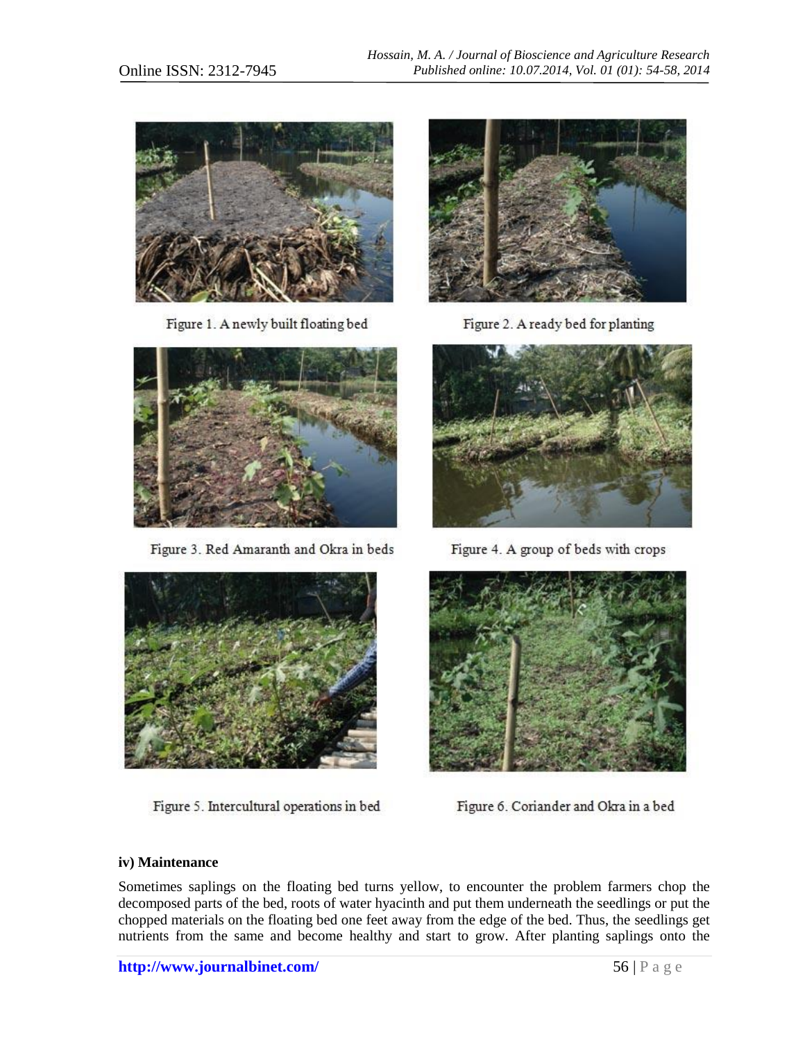Figure 1. A newly built floating bed

Figure 2. A ready bed for planting

Figure 3. Red Amaranth and Okra in beds

Figure 4. A group of beds with crops

Figure 5. Intercultural operations in bed

Figure 6. Coriander and Okra in a bed

**iv) Maintenance**

Sometimes saplings on the floating bed turns yellow, to encounter the problem farmers chop the decomposed parts of the bed, roots of water hyacinth and put them underneath the seedlings or put the chopped materials on the floating bed one feet away from the edge of the bed. Thus, the seedlings get nutrients from the same and become healthy and start to grow. After planting saplings onto the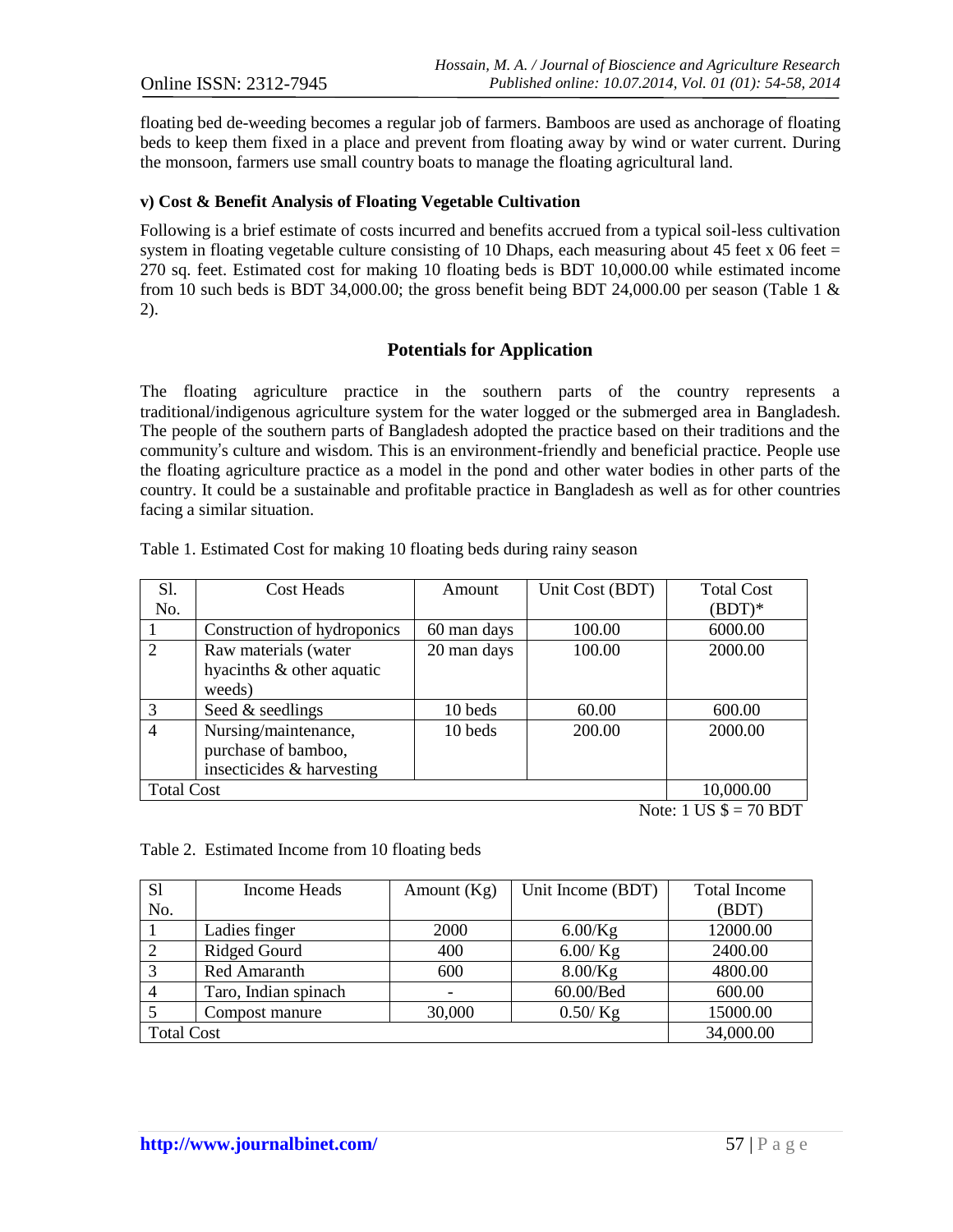floating bed de-weeding becomes a regular job of farmers. Bamboos are used as anchorage of floating beds to keep them fixed in a place and prevent from floating away by wind or water current. During the monsoon, farmers use small country boats to manage the floating agricultural land.

#### v) Cost & Benefit Analysis of Floating Vegetable Cultivation

Following is a brief estimate of costs incurred and benefits accrued from a typical soil-less cultivation system in floating vegetable culture consisting of 10 Dhaps, each measuring about 45 feet x 06 feet = 270 sq. feet. Estimated cost for making 10 floating beds is BDT 10,000.00 while estimated income from 10 such beds is BDT 34,000.00; the gross benefit being BDT 24,000.00 per season (Table 1 & 2).

## Potentials for Application

The floating agriculture practice in the southern parts of the country represents a traditional/indigenous agriculture system for the water logged or the submerged area in Bangladesh. The people of the southern parts of Bangladesh adopted the practice based on their traditions and the community's culture and wisdom. This is an environment-friendly and beneficial practice. People use the floating agriculture practice as a model in the pond and other water bodies in other parts of the country. It could be a sustainable and profitable practice in Bangladesh as well as for other countries facing a similar situation.

Table 1. Estimated Cost for making 10 floating beds during rainy season

| Sl. No. | Cost Heads | Amount | Unit Cost (BDT) | Total Cost (BDT)* |
|---|---|---|---|---|
| 1 | Construction of hydroponics | 60 man days | 100.00 | 6000.00 |
| 2 | Raw materials (water hyacinths & other aquatic weeds) | 20 man days | 100.00 | 2000.00 |
| 3 | Seed & seedlings | 10 beds | 60.00 | 600.00 |
| 4 | Nursing/maintenance, purchase of bamboo, insecticides & harvesting | 10 beds | 200.00 | 2000.00 |
| Total Cost | | | | 10,000.00 |

Note: 1 US $ = 70 BDT

Table 2. Estimated Income from 10 floating beds

| Sl No. | Income Heads | Amount (Kg) | Unit Income (BDT) | Total Income (BDT) |
|---|---|---|---|---|
| 1 | Ladies finger | 2000 | 6.00/Kg | 12000.00 |
| 2 | Ridged Gourd | 400 | 6.00/ Kg | 2400.00 |
| 3 | Red Amaranth | 600 | 8.00/Kg | 4800.00 |
| 4 | Taro, Indian spinach | - | 60.00/Bed | 600.00 |
| 5 | Compost manure | 30,000 | 0.50/ Kg | 15000.00 |
| Total Cost | | | | 34,000.00 |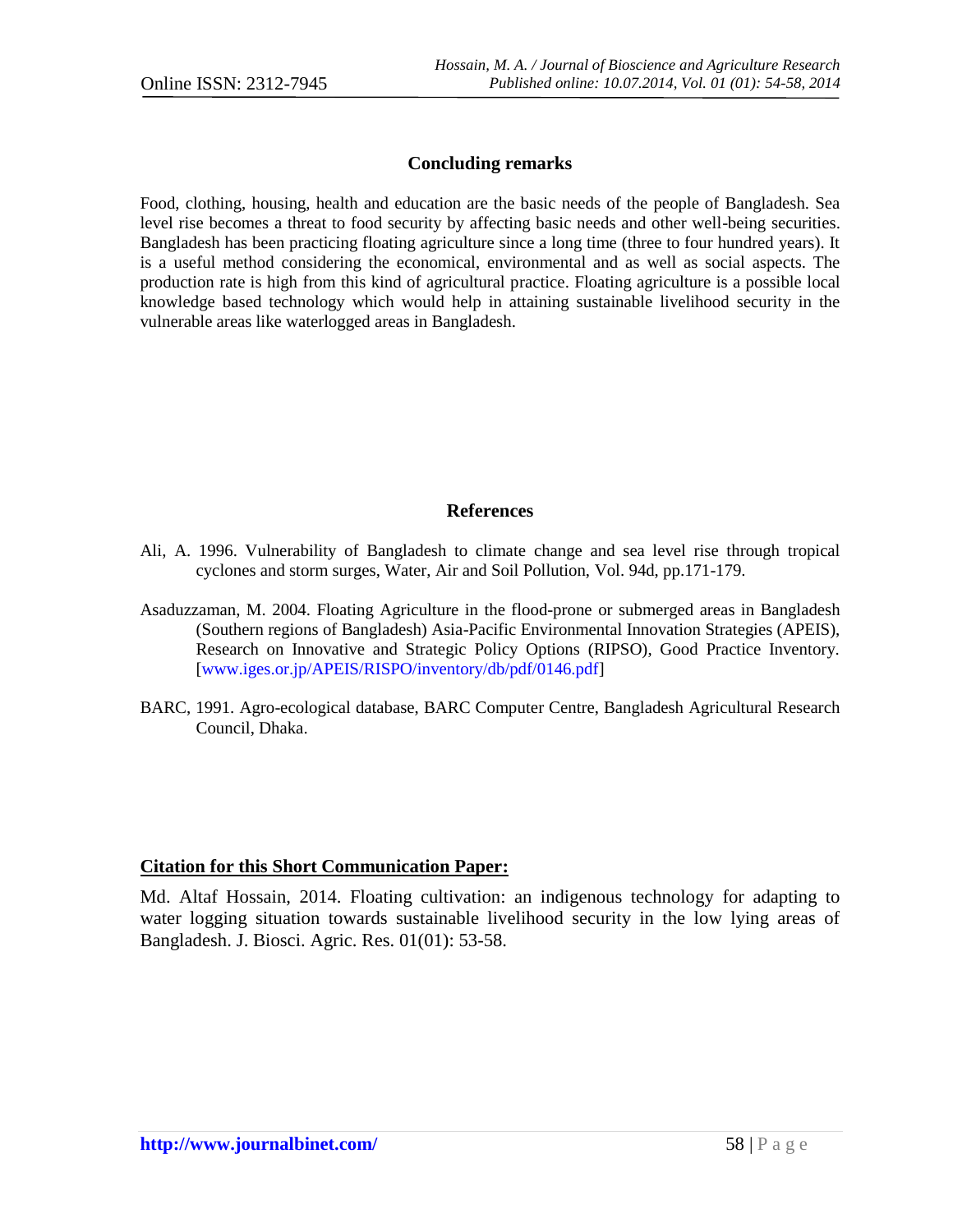## Concluding remarks

Food, clothing, housing, health and education are the basic needs of the people of Bangladesh. Sea level rise becomes a threat to food security by affecting basic needs and other well-being securities. Bangladesh has been practicing floating agriculture since a long time (three to four hundred years). It is a useful method considering the economical, environmental and as well as social aspects. The production rate is high from this kind of agricultural practice. Floating agriculture is a possible local knowledge based technology which would help in attaining sustainable livelihood security in the vulnerable areas like waterlogged areas in Bangladesh.

## References

Ali, A. 1996. Vulnerability of Bangladesh to climate change and sea level rise through tropical cyclones and storm surges, Water, Air and Soil Pollution, Vol. 94d, pp.171-179.

Asaduzzaman, M. 2004. Floating Agriculture in the flood-prone or submerged areas in Bangladesh (Southern regions of Bangladesh) Asia-Pacific Environmental Innovation Strategies (APEIS), Research on Innovative and Strategic Policy Options (RIPSO), Good Practice Inventory. [www.iges.or.jp/APEIS/RISPO/inventory/db/pdf/0146.pdf]

BARC, 1991. Agro-ecological database, BARC Computer Centre, Bangladesh Agricultural Research Council, Dhaka.

**Citation for this Short Communication Paper:**

Md. Altaf Hossain, 2014. Floating cultivation: an indigenous technology for adapting to water logging situation towards sustainable livelihood security in the low lying areas of Bangladesh. J. Biosci. Agric. Res. 01(01): 53-58.